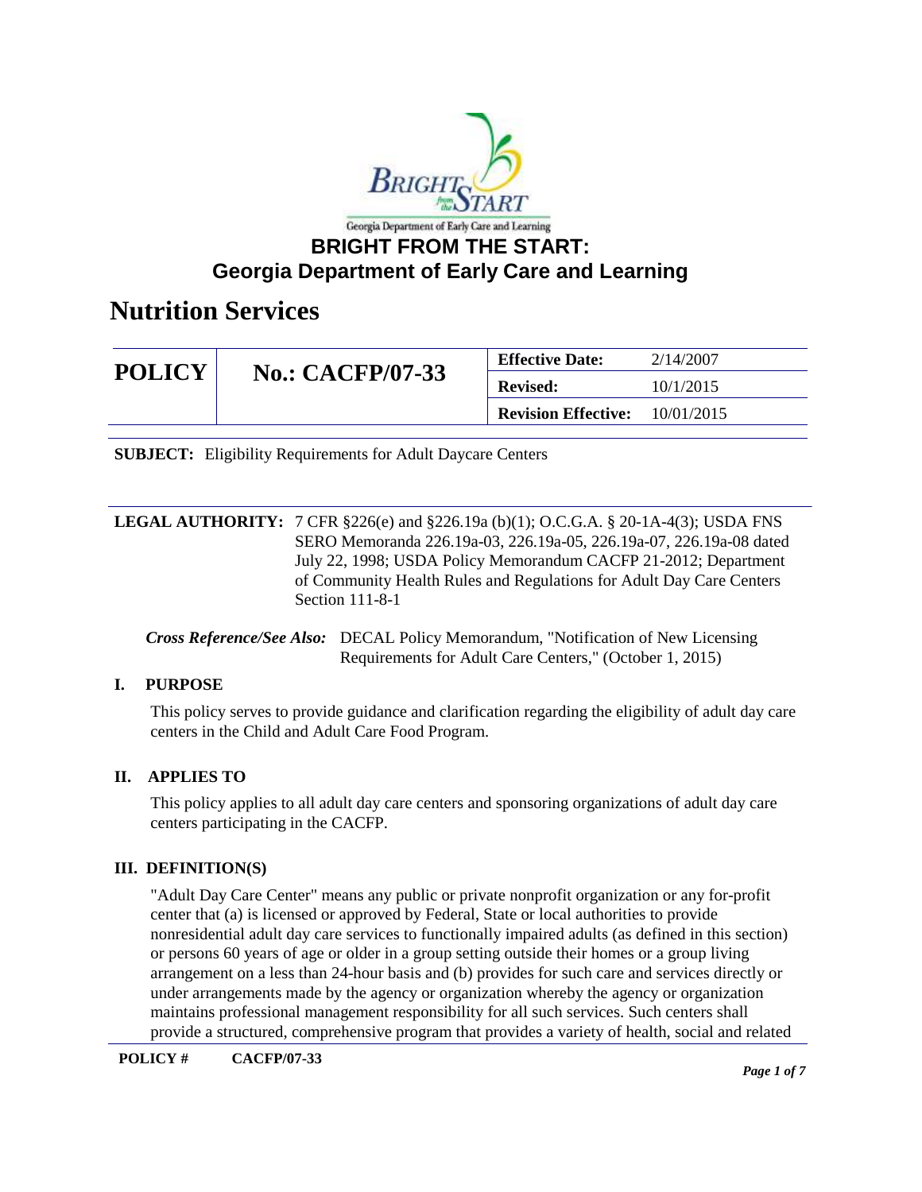Georgia Department of Early Care and Learning

# BRIGHT FROM THE START: Georgia Department of Early Care and Learning

# Nutrition Services

| POLICY | No.: CACFP/07-33 | Effective Date: | 2/14/2007 |
|---|---|---|---|
| | | Revised: | 10/1/2015 |
| | | Revision Effective: | 10/01/2015 |

**SUBJECT:** Eligibility Requirements for Adult Daycare Centers

**LEGAL AUTHORITY:** 7 CFR §226(e) and §226.19a (b)(1); O.C.G.A. § 20-1A-4(3); USDA FNS SERO Memoranda 226.19a-03, 226.19a-05, 226.19a-07, 226.19a-08 dated July 22, 1998; USDA Policy Memorandum CACFP 21-2012; Department of Community Health Rules and Regulations for Adult Day Care Centers Section 111-8-1

***Cross Reference/See Also:*** DECAL Policy Memorandum, "Notification of New Licensing Requirements for Adult Care Centers," (October 1, 2015)

## I. PURPOSE

This policy serves to provide guidance and clarification regarding the eligibility of adult day care centers in the Child and Adult Care Food Program.

## II. APPLIES TO

This policy applies to all adult day care centers and sponsoring organizations of adult day care centers participating in the CACFP.

## III. DEFINITION(S)

"Adult Day Care Center" means any public or private nonprofit organization or any for-profit center that (a) is licensed or approved by Federal, State or local authorities to provide nonresidential adult day care services to functionally impaired adults (as defined in this section) or persons 60 years of age or older in a group setting outside their homes or a group living arrangement on a less than 24-hour basis and (b) provides for such care and services directly or under arrangements made by the agency or organization whereby the agency or organization maintains professional management responsibility for all such services. Such centers shall provide a structured, comprehensive program that provides a variety of health, social and related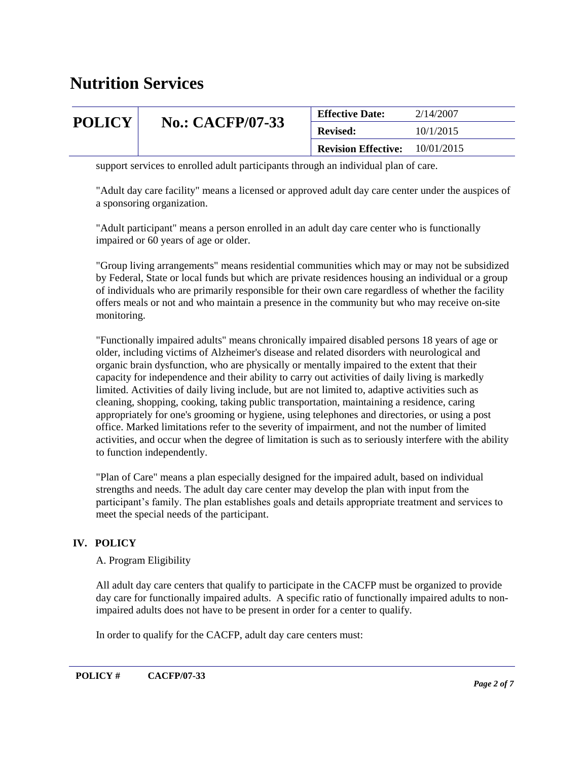support services to enrolled adult participants through an individual plan of care.

"Adult day care facility" means a licensed or approved adult day care center under the auspices of a sponsoring organization.

"Adult participant" means a person enrolled in an adult day care center who is functionally impaired or 60 years of age or older.

"Group living arrangements" means residential communities which may or may not be subsidized by Federal, State or local funds but which are private residences housing an individual or a group of individuals who are primarily responsible for their own care regardless of whether the facility offers meals or not and who maintain a presence in the community but who may receive on-site monitoring.

"Functionally impaired adults" means chronically impaired disabled persons 18 years of age or older, including victims of Alzheimer's disease and related disorders with neurological and organic brain dysfunction, who are physically or mentally impaired to the extent that their capacity for independence and their ability to carry out activities of daily living is markedly limited. Activities of daily living include, but are not limited to, adaptive activities such as cleaning, shopping, cooking, taking public transportation, maintaining a residence, caring appropriately for one's grooming or hygiene, using telephones and directories, or using a post office. Marked limitations refer to the severity of impairment, and not the number of limited activities, and occur when the degree of limitation is such as to seriously interfere with the ability to function independently.

"Plan of Care" means a plan especially designed for the impaired adult, based on individual strengths and needs. The adult day care center may develop the plan with input from the participant's family. The plan establishes goals and details appropriate treatment and services to meet the special needs of the participant.

## IV. POLICY

A. Program Eligibility

All adult day care centers that qualify to participate in the CACFP must be organized to provide day care for functionally impaired adults. A specific ratio of functionally impaired adults to non-impaired adults does not have to be present in order for a center to qualify.

In order to qualify for the CACFP, adult day care centers must: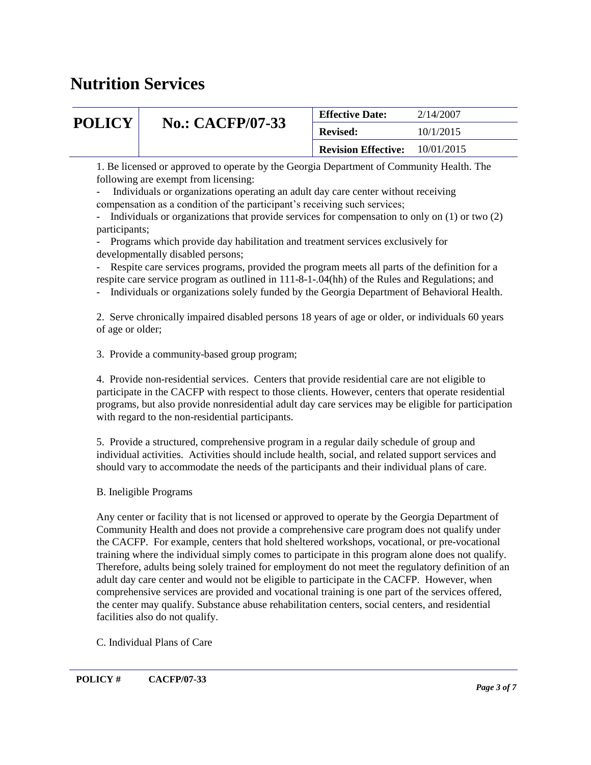1. Be licensed or approved to operate by the Georgia Department of Community Health. The following are exempt from licensing:

- Individuals or organizations operating an adult day care center without receiving compensation as a condition of the participant's receiving such services;
- Individuals or organizations that provide services for compensation to only on (1) or two (2) participants;
- Programs which provide day habilitation and treatment services exclusively for developmentally disabled persons;
- Respite care services programs, provided the program meets all parts of the definition for a respite care service program as outlined in 111-8-1-.04(hh) of the Rules and Regulations; and
- Individuals or organizations solely funded by the Georgia Department of Behavioral Health.

2. Serve chronically impaired disabled persons 18 years of age or older, or individuals 60 years of age or older;

3. Provide a community-based group program;

4. Provide non-residential services. Centers that provide residential care are not eligible to participate in the CACFP with respect to those clients. However, centers that operate residential programs, but also provide nonresidential adult day care services may be eligible for participation with regard to the non-residential participants.

5. Provide a structured, comprehensive program in a regular daily schedule of group and individual activities. Activities should include health, social, and related support services and should vary to accommodate the needs of the participants and their individual plans of care.

B. Ineligible Programs

Any center or facility that is not licensed or approved to operate by the Georgia Department of Community Health and does not provide a comprehensive care program does not qualify under the CACFP. For example, centers that hold sheltered workshops, vocational, or pre-vocational training where the individual simply comes to participate in this program alone does not qualify. Therefore, adults being solely trained for employment do not meet the regulatory definition of an adult day care center and would not be eligible to participate in the CACFP. However, when comprehensive services are provided and vocational training is one part of the services offered, the center may qualify. Substance abuse rehabilitation centers, social centers, and residential facilities also do not qualify.

C. Individual Plans of Care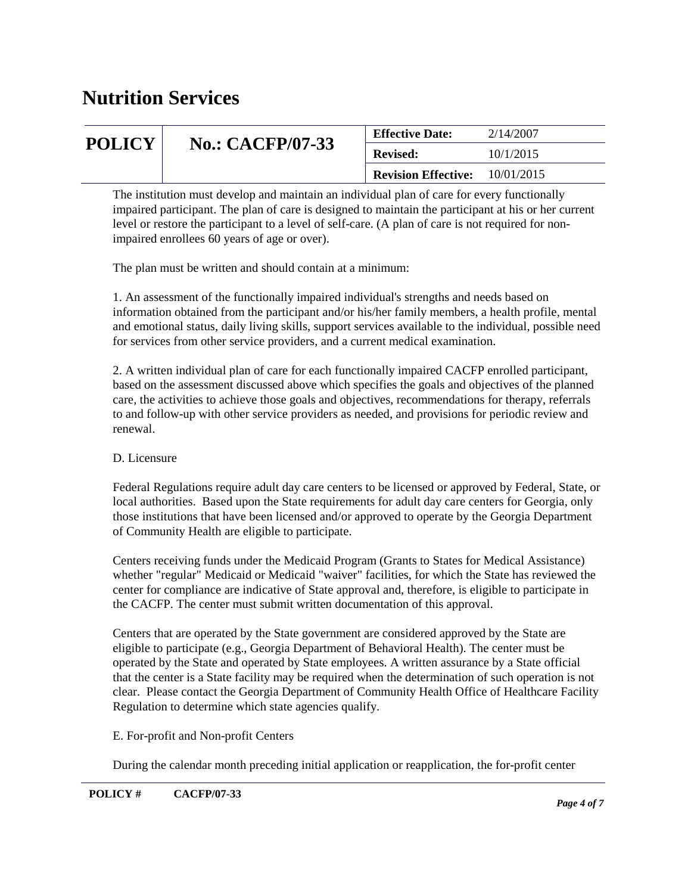The institution must develop and maintain an individual plan of care for every functionally impaired participant. The plan of care is designed to maintain the participant at his or her current level or restore the participant to a level of self-care. (A plan of care is not required for non-impaired enrollees 60 years of age or over).

The plan must be written and should contain at a minimum:

1. An assessment of the functionally impaired individual's strengths and needs based on information obtained from the participant and/or his/her family members, a health profile, mental and emotional status, daily living skills, support services available to the individual, possible need for services from other service providers, and a current medical examination.

2. A written individual plan of care for each functionally impaired CACFP enrolled participant, based on the assessment discussed above which specifies the goals and objectives of the planned care, the activities to achieve those goals and objectives, recommendations for therapy, referrals to and follow-up with other service providers as needed, and provisions for periodic review and renewal.

D. Licensure

Federal Regulations require adult day care centers to be licensed or approved by Federal, State, or local authorities. Based upon the State requirements for adult day care centers for Georgia, only those institutions that have been licensed and/or approved to operate by the Georgia Department of Community Health are eligible to participate.

Centers receiving funds under the Medicaid Program (Grants to States for Medical Assistance) whether "regular" Medicaid or Medicaid "waiver" facilities, for which the State has reviewed the center for compliance are indicative of State approval and, therefore, is eligible to participate in the CACFP. The center must submit written documentation of this approval.

Centers that are operated by the State government are considered approved by the State are eligible to participate (e.g., Georgia Department of Behavioral Health). The center must be operated by the State and operated by State employees. A written assurance by a State official that the center is a State facility may be required when the determination of such operation is not clear. Please contact the Georgia Department of Community Health Office of Healthcare Facility Regulation to determine which state agencies qualify.

E. For-profit and Non-profit Centers

During the calendar month preceding initial application or reapplication, the for-profit center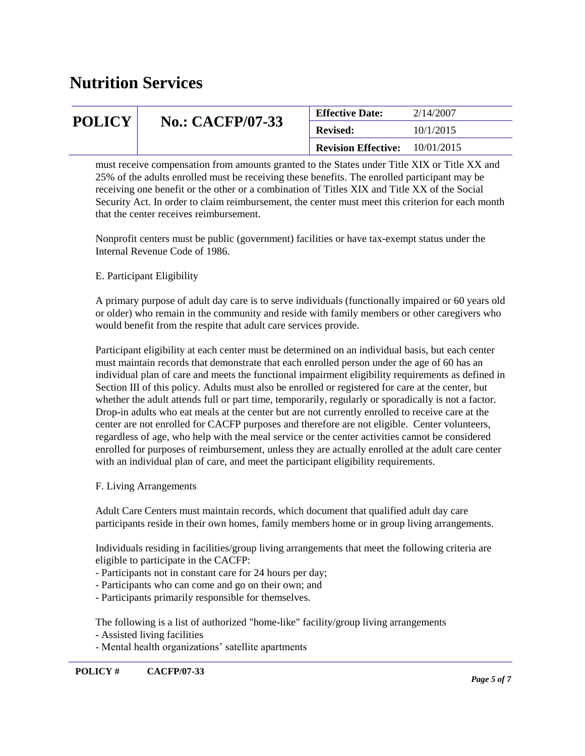must receive compensation from amounts granted to the States under Title XIX or Title XX and 25% of the adults enrolled must be receiving these benefits. The enrolled participant may be receiving one benefit or the other or a combination of Titles XIX and Title XX of the Social Security Act. In order to claim reimbursement, the center must meet this criterion for each month that the center receives reimbursement.

Nonprofit centers must be public (government) facilities or have tax-exempt status under the Internal Revenue Code of 1986.

E. Participant Eligibility

A primary purpose of adult day care is to serve individuals (functionally impaired or 60 years old or older) who remain in the community and reside with family members or other caregivers who would benefit from the respite that adult care services provide.

Participant eligibility at each center must be determined on an individual basis, but each center must maintain records that demonstrate that each enrolled person under the age of 60 has an individual plan of care and meets the functional impairment eligibility requirements as defined in Section III of this policy. Adults must also be enrolled or registered for care at the center, but whether the adult attends full or part time, temporarily, regularly or sporadically is not a factor. Drop-in adults who eat meals at the center but are not currently enrolled to receive care at the center are not enrolled for CACFP purposes and therefore are not eligible. Center volunteers, regardless of age, who help with the meal service or the center activities cannot be considered enrolled for purposes of reimbursement, unless they are actually enrolled at the adult care center with an individual plan of care, and meet the participant eligibility requirements.

F. Living Arrangements

Adult Care Centers must maintain records, which document that qualified adult day care participants reside in their own homes, family members home or in group living arrangements.

Individuals residing in facilities/group living arrangements that meet the following criteria are eligible to participate in the CACFP:

- Participants not in constant care for 24 hours per day;
- Participants who can come and go on their own; and
- Participants primarily responsible for themselves.

The following is a list of authorized "home-like" facility/group living arrangements

- Assisted living facilities
- Mental health organizations' satellite apartments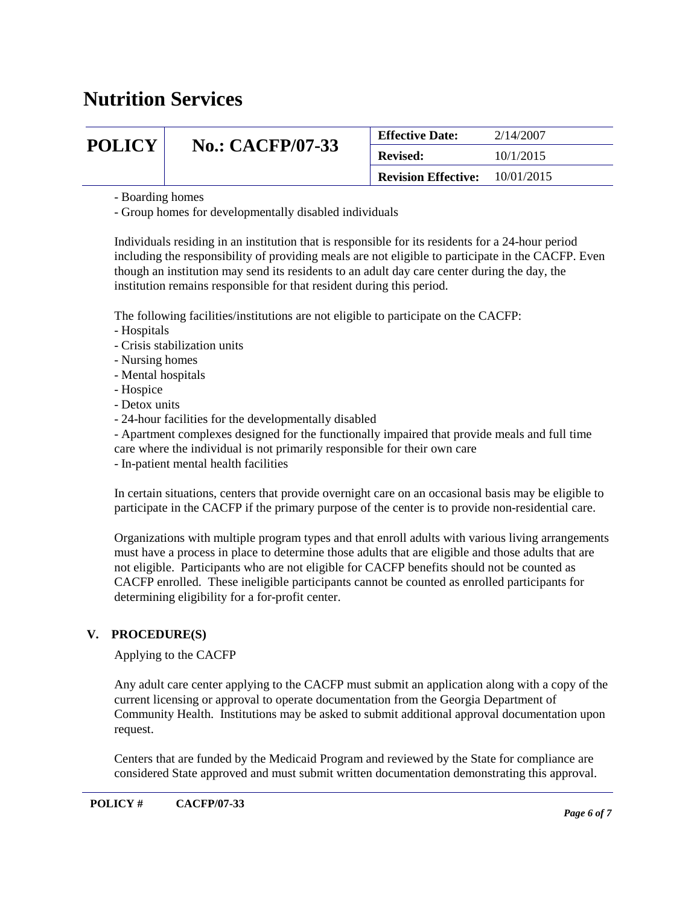- Boarding homes
- Group homes for developmentally disabled individuals

Individuals residing in an institution that is responsible for its residents for a 24-hour period including the responsibility of providing meals are not eligible to participate in the CACFP. Even though an institution may send its residents to an adult day care center during the day, the institution remains responsible for that resident during this period.

The following facilities/institutions are not eligible to participate on the CACFP:

- Hospitals
- Crisis stabilization units
- Nursing homes
- Mental hospitals
- Hospice
- Detox units
- 24-hour facilities for the developmentally disabled
- Apartment complexes designed for the functionally impaired that provide meals and full time care where the individual is not primarily responsible for their own care
- In-patient mental health facilities

In certain situations, centers that provide overnight care on an occasional basis may be eligible to participate in the CACFP if the primary purpose of the center is to provide non-residential care.

Organizations with multiple program types and that enroll adults with various living arrangements must have a process in place to determine those adults that are eligible and those adults that are not eligible. Participants who are not eligible for CACFP benefits should not be counted as CACFP enrolled. These ineligible participants cannot be counted as enrolled participants for determining eligibility for a for-profit center.

## V. PROCEDURE(S)

Applying to the CACFP

Any adult care center applying to the CACFP must submit an application along with a copy of the current licensing or approval to operate documentation from the Georgia Department of Community Health. Institutions may be asked to submit additional approval documentation upon request.

Centers that are funded by the Medicaid Program and reviewed by the State for compliance are considered State approved and must submit written documentation demonstrating this approval.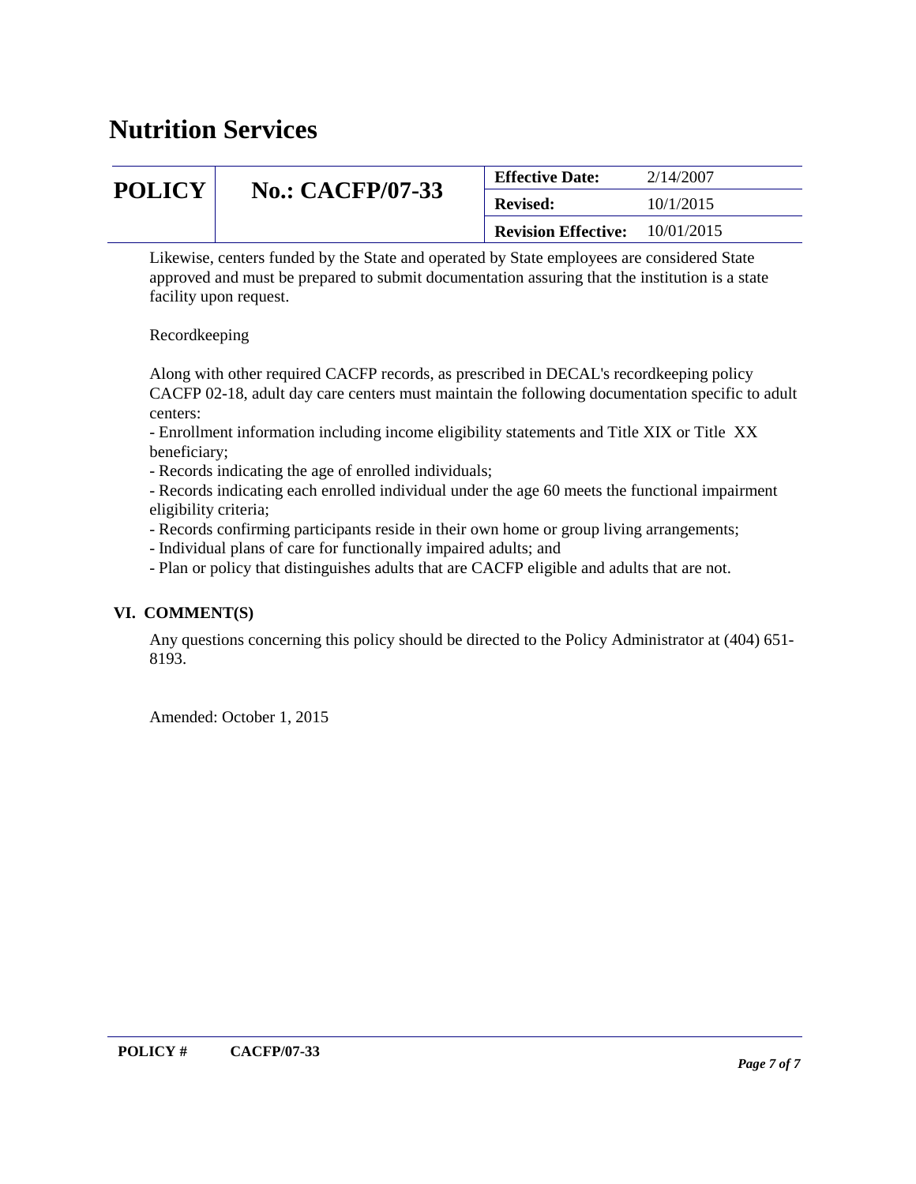Likewise, centers funded by the State and operated by State employees are considered State approved and must be prepared to submit documentation assuring that the institution is a state facility upon request.

Recordkeeping

Along with other required CACFP records, as prescribed in DECAL's recordkeeping policy CACFP 02-18, adult day care centers must maintain the following documentation specific to adult centers:

- Enrollment information including income eligibility statements and Title XIX or Title XX beneficiary;
- Records indicating the age of enrolled individuals;
- Records indicating each enrolled individual under the age 60 meets the functional impairment eligibility criteria;
- Records confirming participants reside in their own home or group living arrangements;
- Individual plans of care for functionally impaired adults; and
- Plan or policy that distinguishes adults that are CACFP eligible and adults that are not.

## VI. COMMENT(S)

Any questions concerning this policy should be directed to the Policy Administrator at (404) 651-8193.

Amended: October 1, 2015